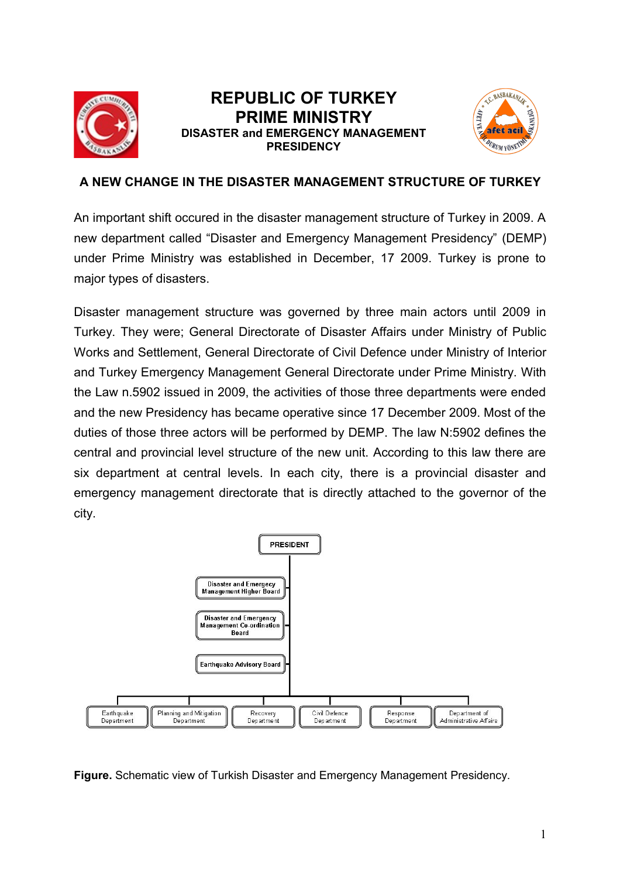# REPUBLIC OF TURKEY
# PRIME MINISTRY
### DISASTER and EMERGENCY MANAGEMENT PRESIDENCY

## A NEW CHANGE IN THE DISASTER MANAGEMENT STRUCTURE OF TURKEY

An important shift occured in the disaster management structure of Turkey in 2009. A new department called "Disaster and Emergency Management Presidency" (DEMP) under Prime Ministry was established in December, 17 2009. Turkey is prone to major types of disasters.

Disaster management structure was governed by three main actors until 2009 in Turkey. They were; General Directorate of Disaster Affairs under Ministry of Public Works and Settlement, General Directorate of Civil Defence under Ministry of Interior and Turkey Emergency Management General Directorate under Prime Ministry. With the Law n.5902 issued in 2009, the activities of those three departments were ended and the new Presidency has became operative since 17 December 2009. Most of the duties of those three actors will be performed by DEMP. The law N:5902 defines the central and provincial level structure of the new unit. According to this law there are six department at central levels. In each city, there is a provincial disaster and emergency management directorate that is directly attached to the governor of the city.

PRESIDENT

Disaster and Emergecy Management Higher Board

Disaster and Emergency Management Co-ordination Board

Earthquake Advisory Board

Earthquake Department | Planning and Mitigation Department | Recovery Department | Civil Defence Department | Response Department | Department of Administrative Affairs

**Figure.** Schematic view of Turkish Disaster and Emergency Management Presidency.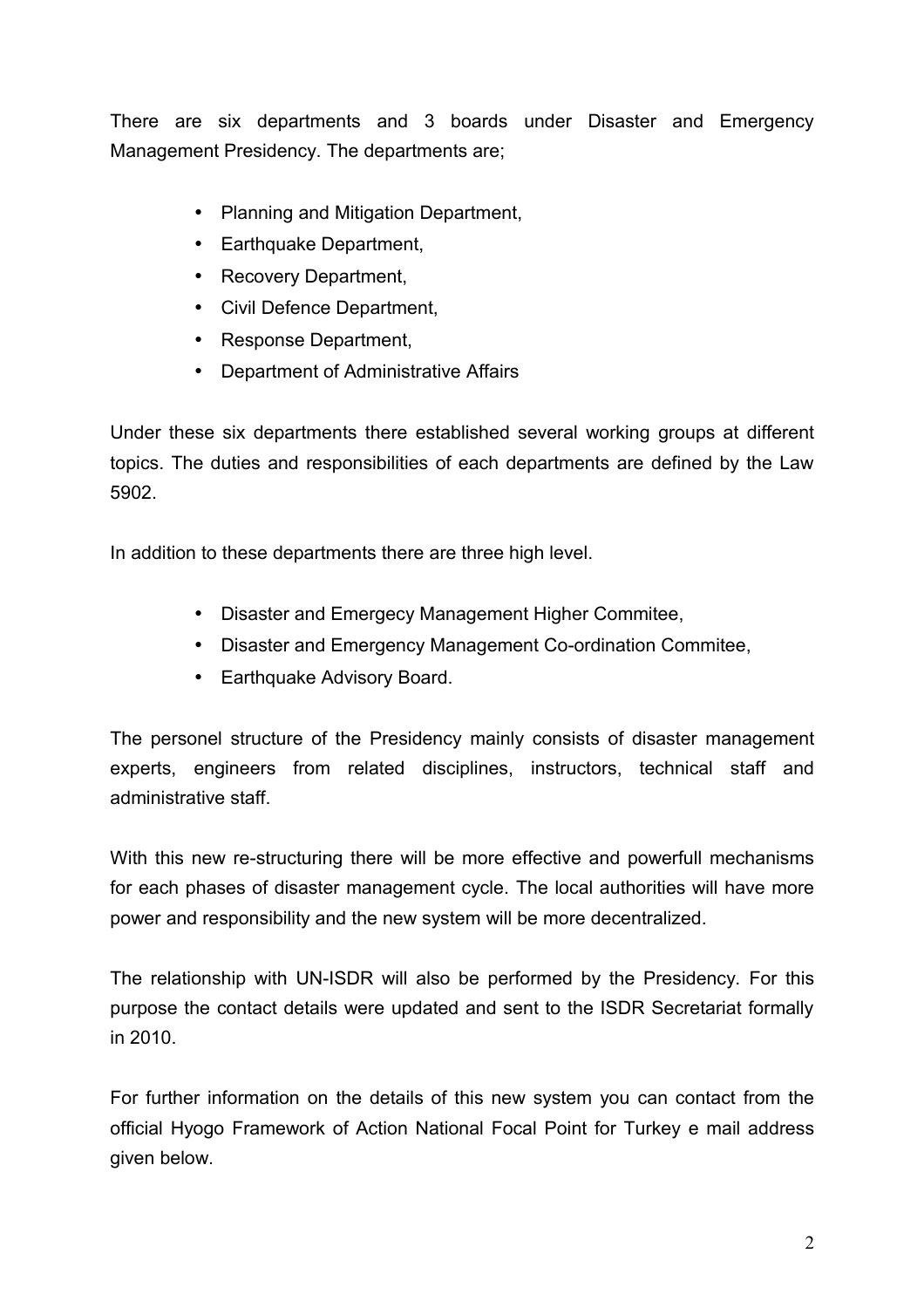There are six departments and 3 boards under Disaster and Emergency Management Presidency. The departments are;

- Planning and Mitigation Department,
- Earthquake Department,
- Recovery Department,
- Civil Defence Department,
- Response Department,
- Department of Administrative Affairs

Under these six departments there established several working groups at different topics. The duties and responsibilities of each departments are defined by the Law 5902.

In addition to these departments there are three high level.

- Disaster and Emergecy Management Higher Commitee,
- Disaster and Emergency Management Co-ordination Commitee,
- Earthquake Advisory Board.

The personel structure of the Presidency mainly consists of disaster management experts, engineers from related disciplines, instructors, technical staff and administrative staff.

With this new re-structuring there will be more effective and powerfull mechanisms for each phases of disaster management cycle. The local authorities will have more power and responsibility and the new system will be more decentralized.

The relationship with UN-ISDR will also be performed by the Presidency. For this purpose the contact details were updated and sent to the ISDR Secretariat formally in 2010.

For further information on the details of this new system you can contact from the official Hyogo Framework of Action National Focal Point for Turkey e mail address given below.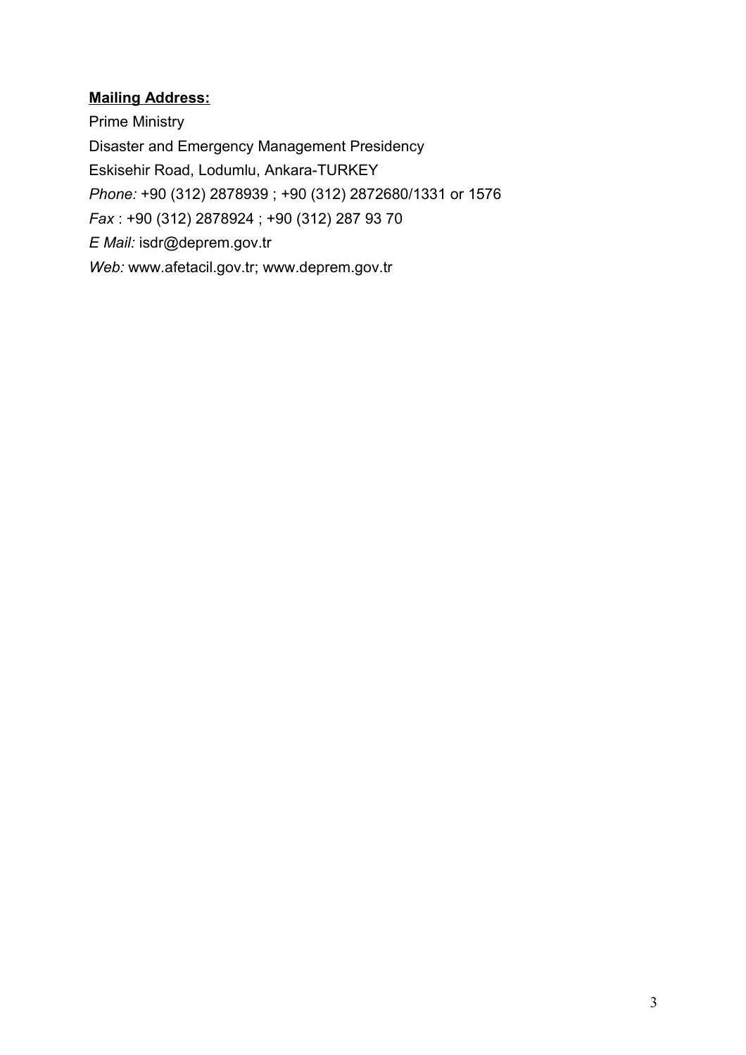**Mailing Address:**

Prime Ministry

Disaster and Emergency Management Presidency

Eskisehir Road, Lodumlu, Ankara-TURKEY

*Phone:* +90 (312) 2878939 ; +90 (312) 2872680/1331 or 1576

*Fax* : +90 (312) 2878924 ; +90 (312) 287 93 70

*E Mail:* isdr@deprem.gov.tr

*Web:* www.afetacil.gov.tr; www.deprem.gov.tr